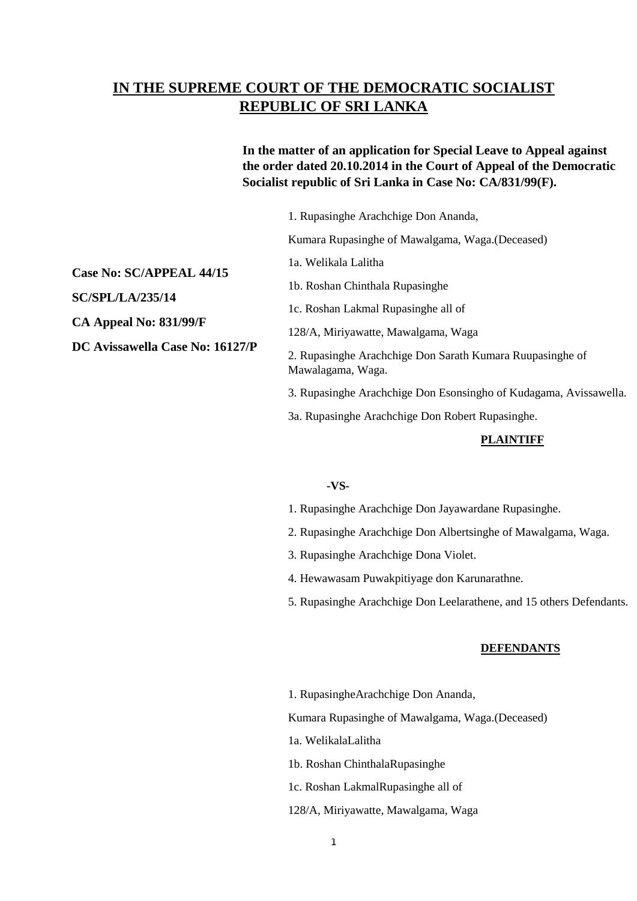# IN THE SUPREME COURT OF THE DEMOCRATIC SOCIALIST REPUBLIC OF SRI LANKA

**In the matter of an application for Special Leave to Appeal against the order dated 20.10.2014 in the Court of Appeal of the Democratic Socialist republic of Sri Lanka in Case No: CA/831/99(F).**

**Case No: SC/APPEAL 44/15**

**SC/SPL/LA/235/14**

**CA Appeal No: 831/99/F**

**DC Avissawella Case No: 16127/P**

1. Rupasinghe Arachchige Don Ananda,

Kumara Rupasinghe of Mawalgama, Waga.(Deceased)

1a. Welikala Lalitha

1b. Roshan Chinthala Rupasinghe

1c. Roshan Lakmal Rupasinghe all of

128/A, Miriyawatte, Mawalgama, Waga

2. Rupasinghe Arachchige Don Sarath Kumara Ruupasinghe of Mawalagama, Waga.

3. Rupasinghe Arachchige Don Esonsingho of Kudagama, Avissawella.

3a. Rupasinghe Arachchige Don Robert Rupasinghe.

**PLAINTIFF**

**-VS-**

1. Rupasinghe Arachchige Don Jayawardane Rupasinghe.

2. Rupasinghe Arachchige Don Albertsinghe of Mawalgama, Waga.

3. Rupasinghe Arachchige Dona Violet.

4. Hewawasam Puwakpitiyage don Karunarathne.

5. Rupasinghe Arachchige Don Leelarathene, and 15 others Defendants.

**DEFENDANTS**

1. RupasingheArachchige Don Ananda,

Kumara Rupasinghe of Mawalgama, Waga.(Deceased)

1a. WelikalaLalitha

1b. Roshan ChinthalaRupasinghe

1c. Roshan LakmalRupasinghe all of

128/A, Miriyawatte, Mawalgama, Waga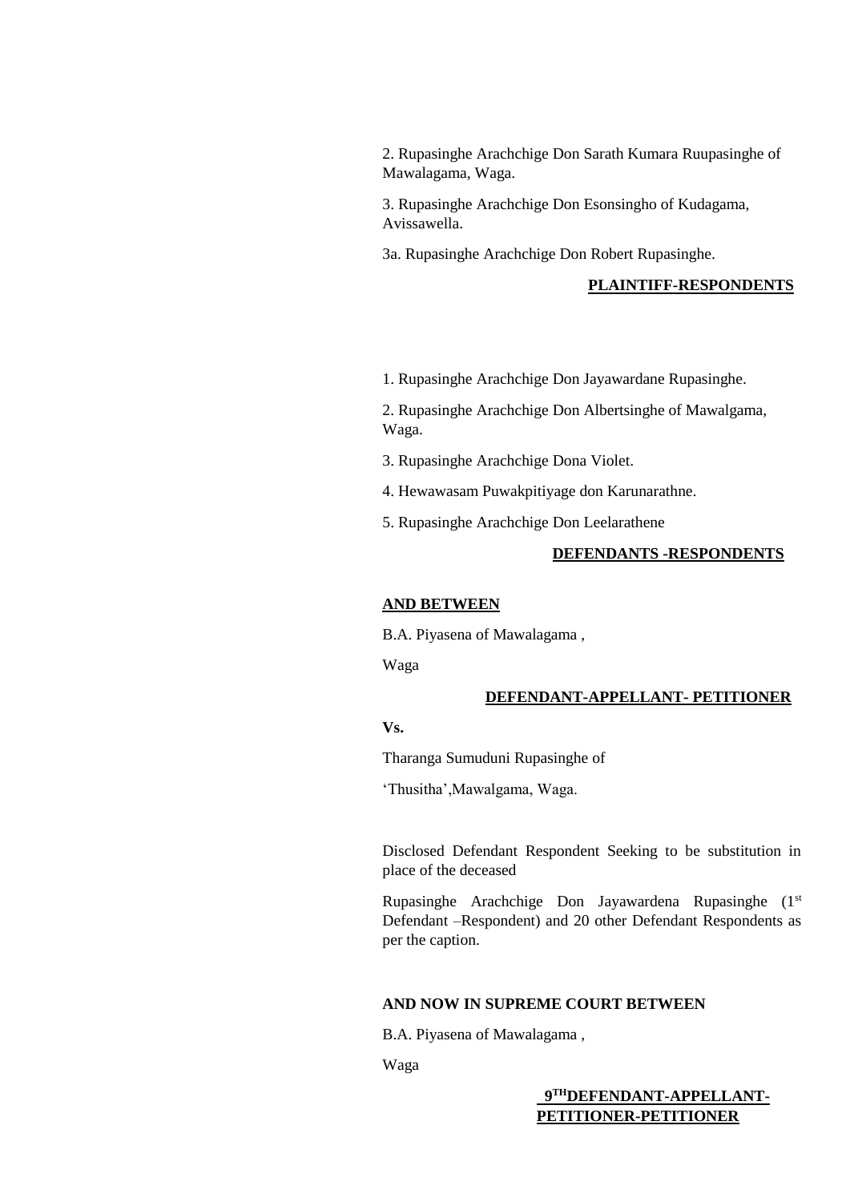2. Rupasinghe Arachchige Don Sarath Kumara Ruupasinghe of Mawalagama, Waga.

3. Rupasinghe Arachchige Don Esonsingho of Kudagama, Avissawella.

3a. Rupasinghe Arachchige Don Robert Rupasinghe.

**PLAINTIFF-RESPONDENTS**

1. Rupasinghe Arachchige Don Jayawardane Rupasinghe.

2. Rupasinghe Arachchige Don Albertsinghe of Mawalgama, Waga.

3. Rupasinghe Arachchige Dona Violet.

4. Hewawasam Puwakpitiyage don Karunarathne.

5. Rupasinghe Arachchige Don Leelarathene

**DEFENDANTS -RESPONDENTS**

**AND BETWEEN**

B.A. Piyasena of Mawalagama ,

Waga

**DEFENDANT-APPELLANT- PETITIONER**

**Vs.**

Tharanga Sumuduni Rupasinghe of

'Thusitha',Mawalgama, Waga.

Disclosed Defendant Respondent Seeking to be substitution in place of the deceased

Rupasinghe Arachchige Don Jayawardena Rupasinghe (1st Defendant –Respondent) and 20 other Defendant Respondents as per the caption.

**AND NOW IN SUPREME COURT BETWEEN**

B.A. Piyasena of Mawalagama ,

Waga

**9TH DEFENDANT-APPELLANT-PETITIONER-PETITIONER**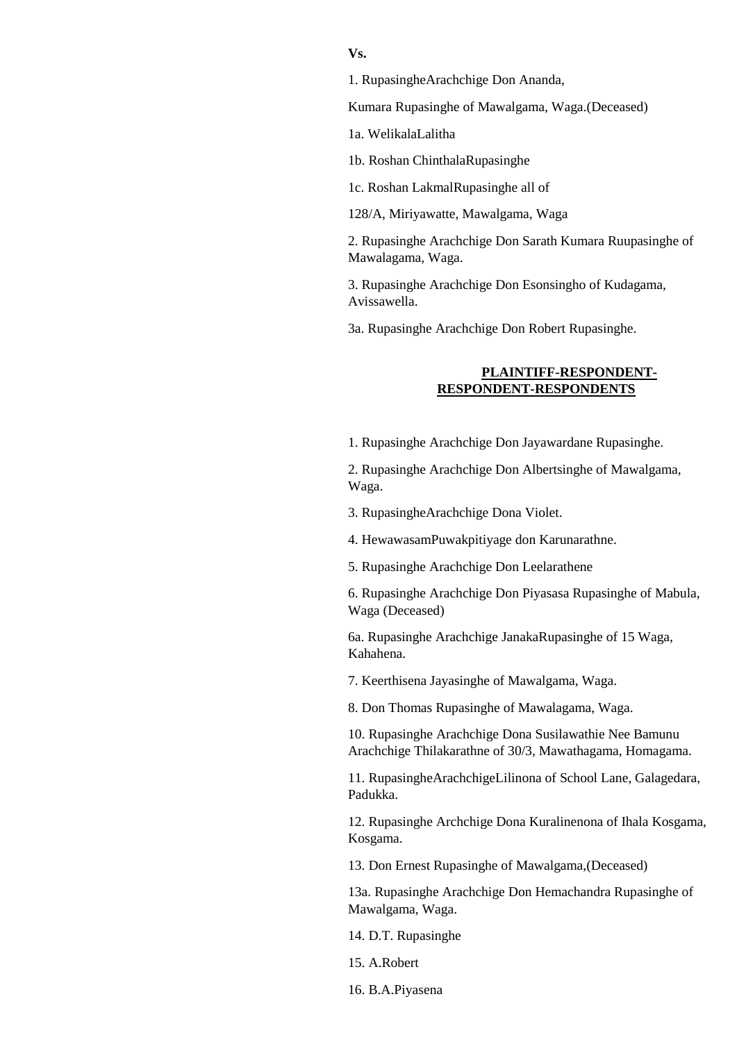**Vs.**

1. RupasingheArachchige Don Ananda,

Kumara Rupasinghe of Mawalgama, Waga.(Deceased)

1a. WelikalaLalitha

1b. Roshan ChinthalaRupasinghe

1c. Roshan LakmalRupasinghe all of

128/A, Miriyawatte, Mawalgama, Waga

2. Rupasinghe Arachchige Don Sarath Kumara Ruupasinghe of Mawalagama, Waga.

3. Rupasinghe Arachchige Don Esonsingho of Kudagama, Avissawella.

3a. Rupasinghe Arachchige Don Robert Rupasinghe.

**PLAINTIFF-RESPONDENT-RESPONDENT-RESPONDENTS**

1. Rupasinghe Arachchige Don Jayawardane Rupasinghe.

2. Rupasinghe Arachchige Don Albertsinghe of Mawalgama, Waga.

3. RupasingheArachchige Dona Violet.

4. HewawasamPuwakpitiyage don Karunarathne.

5. Rupasinghe Arachchige Don Leelarathene

6. Rupasinghe Arachchige Don Piyasasa Rupasinghe of Mabula, Waga (Deceased)

6a. Rupasinghe Arachchige JanakaRupasinghe of 15 Waga, Kahahena.

7. Keerthisena Jayasinghe of Mawalgama, Waga.

8. Don Thomas Rupasinghe of Mawalagama, Waga.

10. Rupasinghe Arachchige Dona Susilawathie Nee Bamunu Arachchige Thilakarathne of 30/3, Mawathagama, Homagama.

11. RupasingheArachchigeLilinona of School Lane, Galagedara, Padukka.

12. Rupasinghe Archchige Dona Kuralinenona of Ihala Kosgama, Kosgama.

13. Don Ernest Rupasinghe of Mawalgama,(Deceased)

13a. Rupasinghe Arachchige Don Hemachandra Rupasinghe of Mawalgama, Waga.

14. D.T. Rupasinghe

15. A.Robert

16. B.A.Piyasena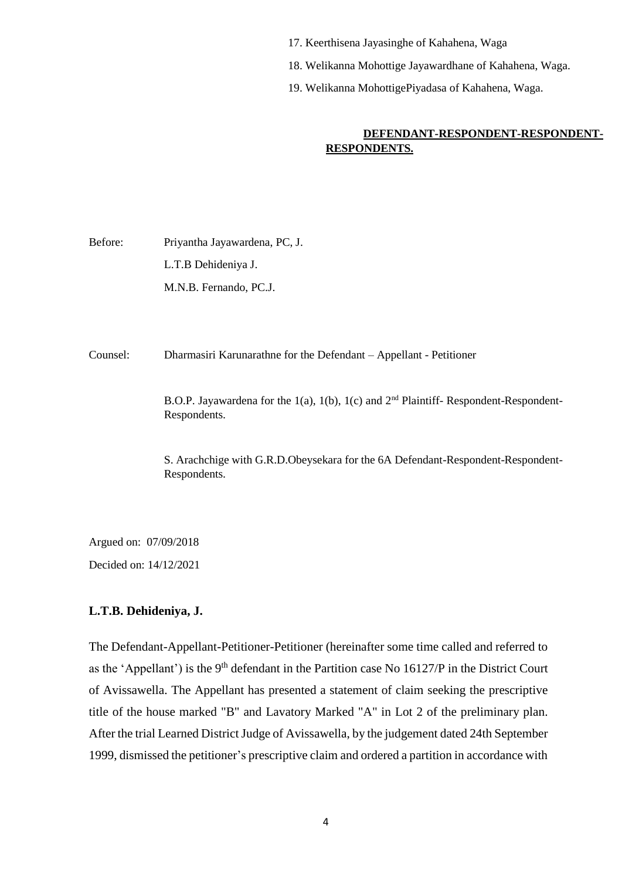17. Keerthisena Jayasinghe of Kahahena, Waga
18. Welikanna Mohottige Jayawardhane of Kahahena, Waga.
19. Welikanna MohottigePiyadasa of Kahahena, Waga.

**DEFENDANT-RESPONDENT-RESPONDENT-RESPONDENTS.**

Before: Priyantha Jayawardena, PC, J.

L.T.B Dehideniya J.

M.N.B. Fernando, PC.J.

Counsel: Dharmasiri Karunarathne for the Defendant – Appellant - Petitioner

B.O.P. Jayawardena for the 1(a), 1(b), 1(c) and 2nd Plaintiff- Respondent-Respondent-Respondents.

S. Arachchige with G.R.D.Obeysekara for the 6A Defendant-Respondent-Respondent-Respondents.

Argued on: 07/09/2018

Decided on: 14/12/2021

**L.T.B. Dehideniya, J.**

The Defendant-Appellant-Petitioner-Petitioner (hereinafter some time called and referred to as the 'Appellant') is the 9th defendant in the Partition case No 16127/P in the District Court of Avissawella. The Appellant has presented a statement of claim seeking the prescriptive title of the house marked "B" and Lavatory Marked "A" in Lot 2 of the preliminary plan. After the trial Learned District Judge of Avissawella, by the judgement dated 24th September 1999, dismissed the petitioner's prescriptive claim and ordered a partition in accordance with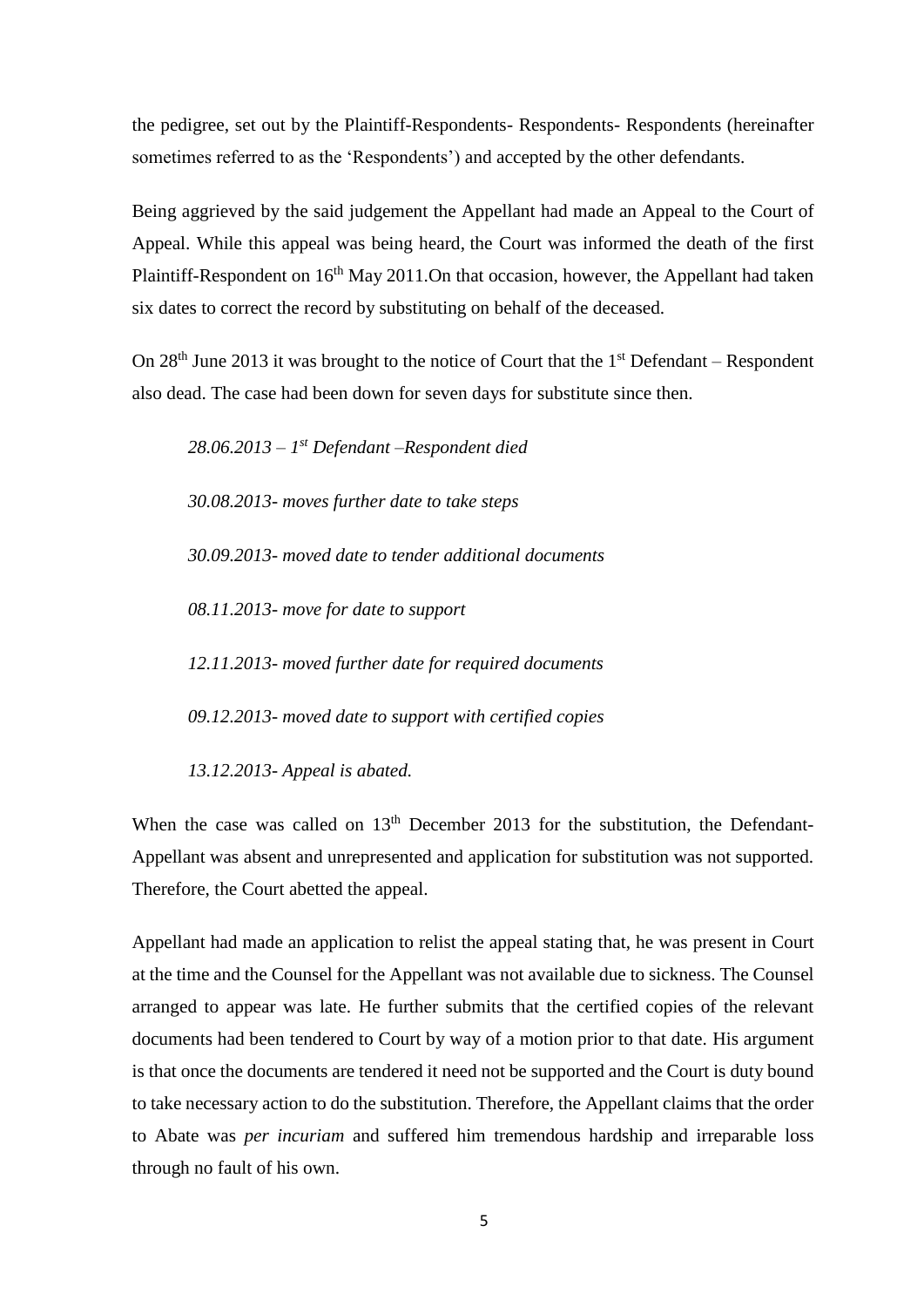the pedigree, set out by the Plaintiff-Respondents- Respondents- Respondents (hereinafter sometimes referred to as the 'Respondents') and accepted by the other defendants.

Being aggrieved by the said judgement the Appellant had made an Appeal to the Court of Appeal. While this appeal was being heard, the Court was informed the death of the first Plaintiff-Respondent on 16th May 2011.On that occasion, however, the Appellant had taken six dates to correct the record by substituting on behalf of the deceased.

On 28th June 2013 it was brought to the notice of Court that the 1st Defendant – Respondent also dead. The case had been down for seven days for substitute since then.

*28.06.2013 – 1st Defendant –Respondent died*

*30.08.2013- moves further date to take steps*

*30.09.2013- moved date to tender additional documents*

*08.11.2013- move for date to support*

*12.11.2013- moved further date for required documents*

*09.12.2013- moved date to support with certified copies*

*13.12.2013- Appeal is abated.*

When the case was called on 13th December 2013 for the substitution, the Defendant-Appellant was absent and unrepresented and application for substitution was not supported. Therefore, the Court abetted the appeal.

Appellant had made an application to relist the appeal stating that, he was present in Court at the time and the Counsel for the Appellant was not available due to sickness. The Counsel arranged to appear was late. He further submits that the certified copies of the relevant documents had been tendered to Court by way of a motion prior to that date. His argument is that once the documents are tendered it need not be supported and the Court is duty bound to take necessary action to do the substitution. Therefore, the Appellant claims that the order to Abate was *per incuriam* and suffered him tremendous hardship and irreparable loss through no fault of his own.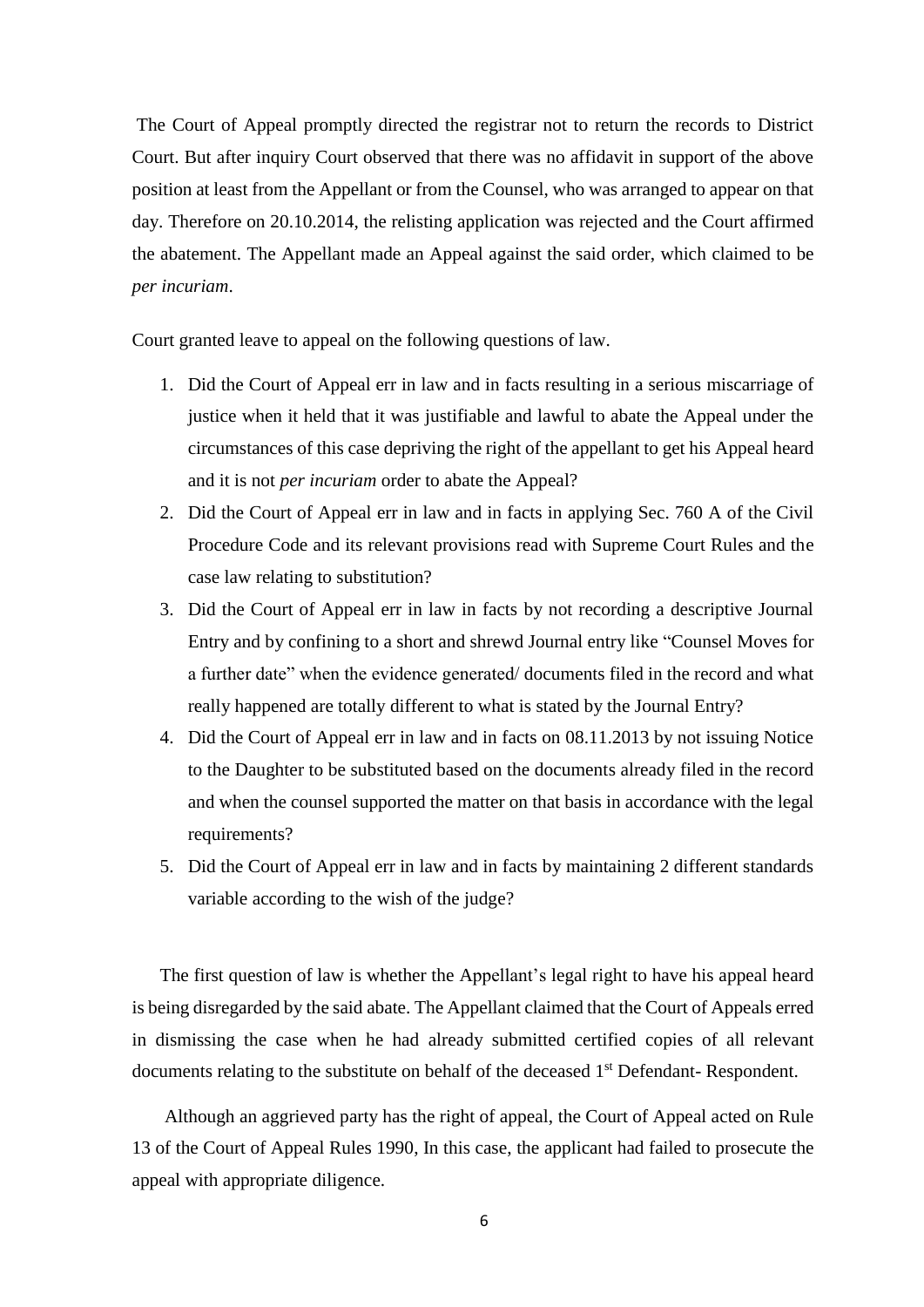The Court of Appeal promptly directed the registrar not to return the records to District Court. But after inquiry Court observed that there was no affidavit in support of the above position at least from the Appellant or from the Counsel, who was arranged to appear on that day. Therefore on 20.10.2014, the relisting application was rejected and the Court affirmed the abatement. The Appellant made an Appeal against the said order, which claimed to be *per incuriam*.

Court granted leave to appeal on the following questions of law.

1. Did the Court of Appeal err in law and in facts resulting in a serious miscarriage of justice when it held that it was justifiable and lawful to abate the Appeal under the circumstances of this case depriving the right of the appellant to get his Appeal heard and it is not *per incuriam* order to abate the Appeal?
2. Did the Court of Appeal err in law and in facts in applying Sec. 760 A of the Civil Procedure Code and its relevant provisions read with Supreme Court Rules and the case law relating to substitution?
3. Did the Court of Appeal err in law in facts by not recording a descriptive Journal Entry and by confining to a short and shrewd Journal entry like "Counsel Moves for a further date" when the evidence generated/ documents filed in the record and what really happened are totally different to what is stated by the Journal Entry?
4. Did the Court of Appeal err in law and in facts on 08.11.2013 by not issuing Notice to the Daughter to be substituted based on the documents already filed in the record and when the counsel supported the matter on that basis in accordance with the legal requirements?
5. Did the Court of Appeal err in law and in facts by maintaining 2 different standards variable according to the wish of the judge?

The first question of law is whether the Appellant's legal right to have his appeal heard is being disregarded by the said abate. The Appellant claimed that the Court of Appeals erred in dismissing the case when he had already submitted certified copies of all relevant documents relating to the substitute on behalf of the deceased 1st Defendant- Respondent.

Although an aggrieved party has the right of appeal, the Court of Appeal acted on Rule 13 of the Court of Appeal Rules 1990, In this case, the applicant had failed to prosecute the appeal with appropriate diligence.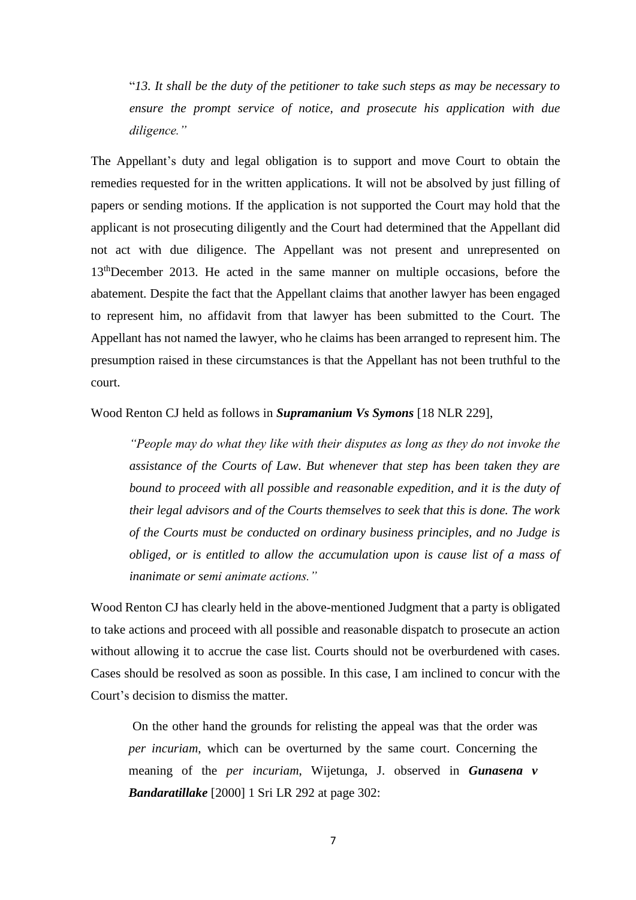> "*13. It shall be the duty of the petitioner to take such steps as may be necessary to ensure the prompt service of notice, and prosecute his application with due diligence.*"

The Appellant's duty and legal obligation is to support and move Court to obtain the remedies requested for in the written applications. It will not be absolved by just filling of papers or sending motions. If the application is not supported the Court may hold that the applicant is not prosecuting diligently and the Court had determined that the Appellant did not act with due diligence. The Appellant was not present and unrepresented on 13th December 2013. He acted in the same manner on multiple occasions, before the abatement. Despite the fact that the Appellant claims that another lawyer has been engaged to represent him, no affidavit from that lawyer has been submitted to the Court. The Appellant has not named the lawyer, who he claims has been arranged to represent him. The presumption raised in these circumstances is that the Appellant has not been truthful to the court.

Wood Renton CJ held as follows in ***Supramanium Vs Symons*** [18 NLR 229],

> *"People may do what they like with their disputes as long as they do not invoke the assistance of the Courts of Law. But whenever that step has been taken they are bound to proceed with all possible and reasonable expedition, and it is the duty of their legal advisors and of the Courts themselves to seek that this is done. The work of the Courts must be conducted on ordinary business principles, and no Judge is obliged, or is entitled to allow the accumulation upon is cause list of a mass of inanimate or semi animate actions."*

Wood Renton CJ has clearly held in the above-mentioned Judgment that a party is obligated to take actions and proceed with all possible and reasonable dispatch to prosecute an action without allowing it to accrue the case list. Courts should not be overburdened with cases. Cases should be resolved as soon as possible. In this case, I am inclined to concur with the Court's decision to dismiss the matter.

> On the other hand the grounds for relisting the appeal was that the order was *per incuriam*, which can be overturned by the same court. Concerning the meaning of the *per incuriam*, Wijetunga, J. observed in ***Gunasena v Bandaratillake*** [2000] 1 Sri LR 292 at page 302: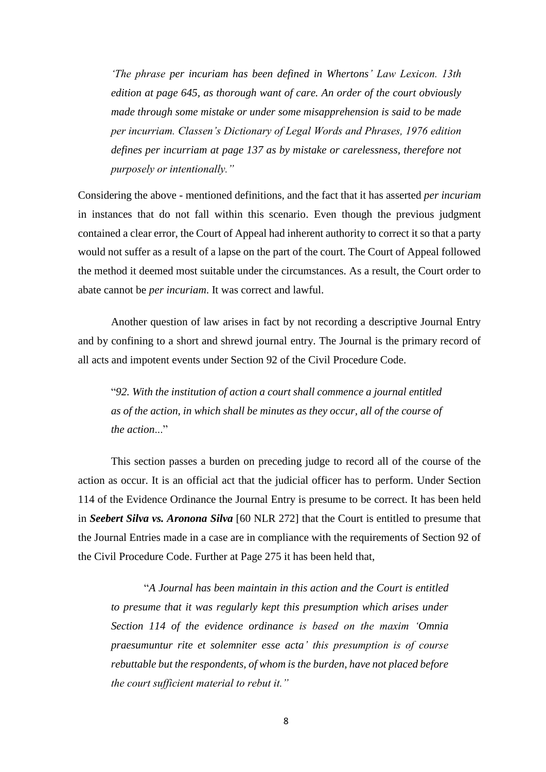> *'The phrase per incuriam has been defined in Whertons' Law Lexicon. 13th edition at page 645, as thorough want of care. An order of the court obviously made through some mistake or under some misapprehension is said to be made per incurriam. Classen's Dictionary of Legal Words and Phrases, 1976 edition defines per incurriam at page 137 as by mistake or carelessness, therefore not purposely or intentionally."*

Considering the above - mentioned definitions, and the fact that it has asserted *per incuriam* in instances that do not fall within this scenario. Even though the previous judgment contained a clear error, the Court of Appeal had inherent authority to correct it so that a party would not suffer as a result of a lapse on the part of the court. The Court of Appeal followed the method it deemed most suitable under the circumstances. As a result, the Court order to abate cannot be *per incuriam*. It was correct and lawful.

Another question of law arises in fact by not recording a descriptive Journal Entry and by confining to a short and shrewd journal entry. The Journal is the primary record of all acts and impotent events under Section 92 of the Civil Procedure Code.

> "*92. With the institution of action a court shall commence a journal entitled as of the action, in which shall be minutes as they occur, all of the course of the action...*"

This section passes a burden on preceding judge to record all of the course of the action as occur. It is an official act that the judicial officer has to perform. Under Section 114 of the Evidence Ordinance the Journal Entry is presume to be correct. It has been held in ***Seebert Silva vs. Aronona Silva*** [60 NLR 272] that the Court is entitled to presume that the Journal Entries made in a case are in compliance with the requirements of Section 92 of the Civil Procedure Code. Further at Page 275 it has been held that,

> "*A Journal has been maintain in this action and the Court is entitled to presume that it was regularly kept this presumption which arises under Section 114 of the evidence ordinance is based on the maxim 'Omnia praesumuntur rite et solemniter esse acta' this presumption is of course rebuttable but the respondents, of whom is the burden, have not placed before the court sufficient material to rebut it."*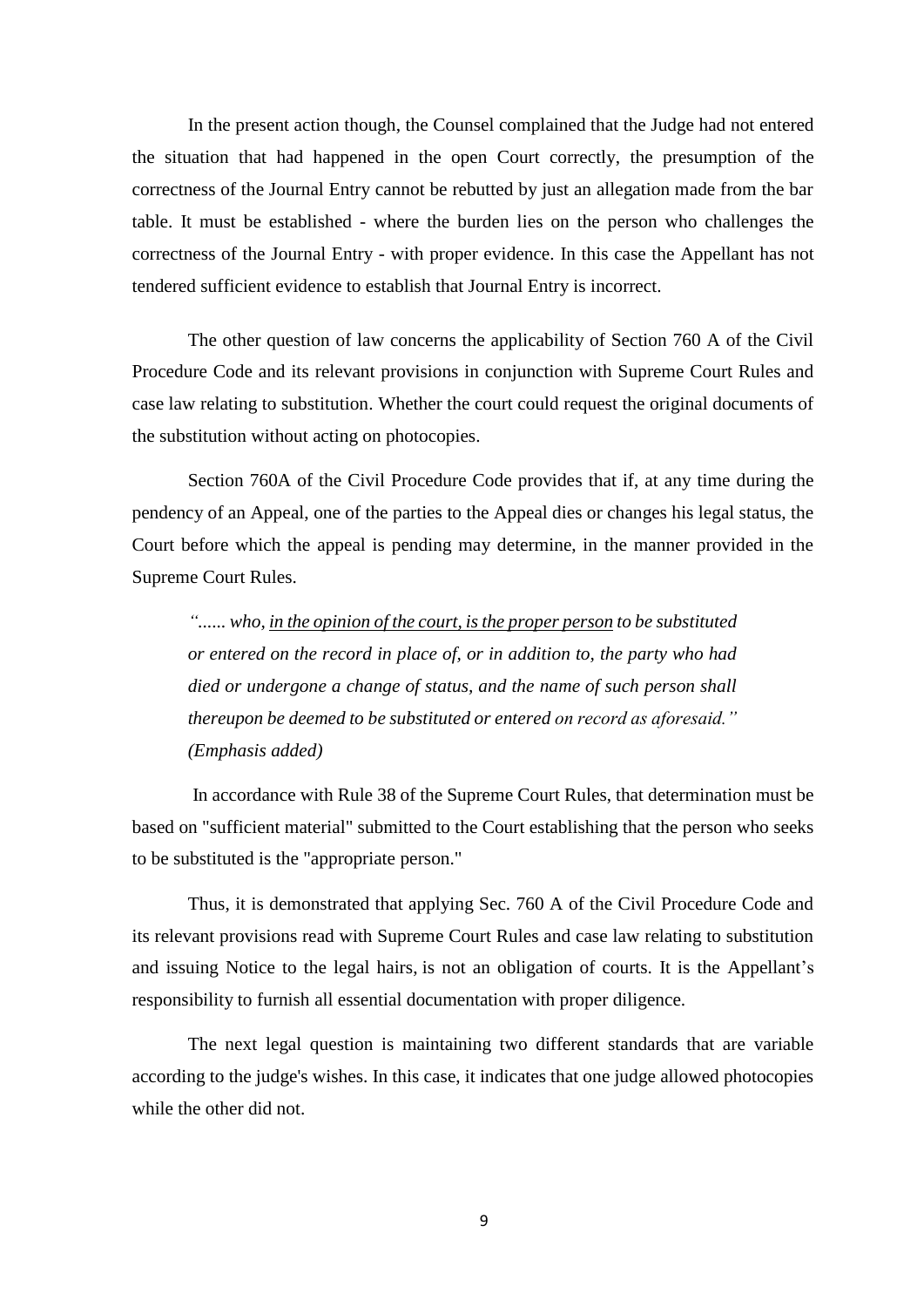In the present action though, the Counsel complained that the Judge had not entered the situation that had happened in the open Court correctly, the presumption of the correctness of the Journal Entry cannot be rebutted by just an allegation made from the bar table. It must be established - where the burden lies on the person who challenges the correctness of the Journal Entry - with proper evidence. In this case the Appellant has not tendered sufficient evidence to establish that Journal Entry is incorrect.

The other question of law concerns the applicability of Section 760 A of the Civil Procedure Code and its relevant provisions in conjunction with Supreme Court Rules and case law relating to substitution. Whether the court could request the original documents of the substitution without acting on photocopies.

Section 760A of the Civil Procedure Code provides that if, at any time during the pendency of an Appeal, one of the parties to the Appeal dies or changes his legal status, the Court before which the appeal is pending may determine, in the manner provided in the Supreme Court Rules.

> *"...... who, <u>in the opinion of the court, is the proper person</u> to be substituted or entered on the record in place of, or in addition to, the party who had died or undergone a change of status, and the name of such person shall thereupon be deemed to be substituted or entered on record as aforesaid." (Emphasis added)*

In accordance with Rule 38 of the Supreme Court Rules, that determination must be based on "sufficient material" submitted to the Court establishing that the person who seeks to be substituted is the "appropriate person."

Thus, it is demonstrated that applying Sec. 760 A of the Civil Procedure Code and its relevant provisions read with Supreme Court Rules and case law relating to substitution and issuing Notice to the legal hairs, is not an obligation of courts. It is the Appellant's responsibility to furnish all essential documentation with proper diligence.

The next legal question is maintaining two different standards that are variable according to the judge's wishes. In this case, it indicates that one judge allowed photocopies while the other did not.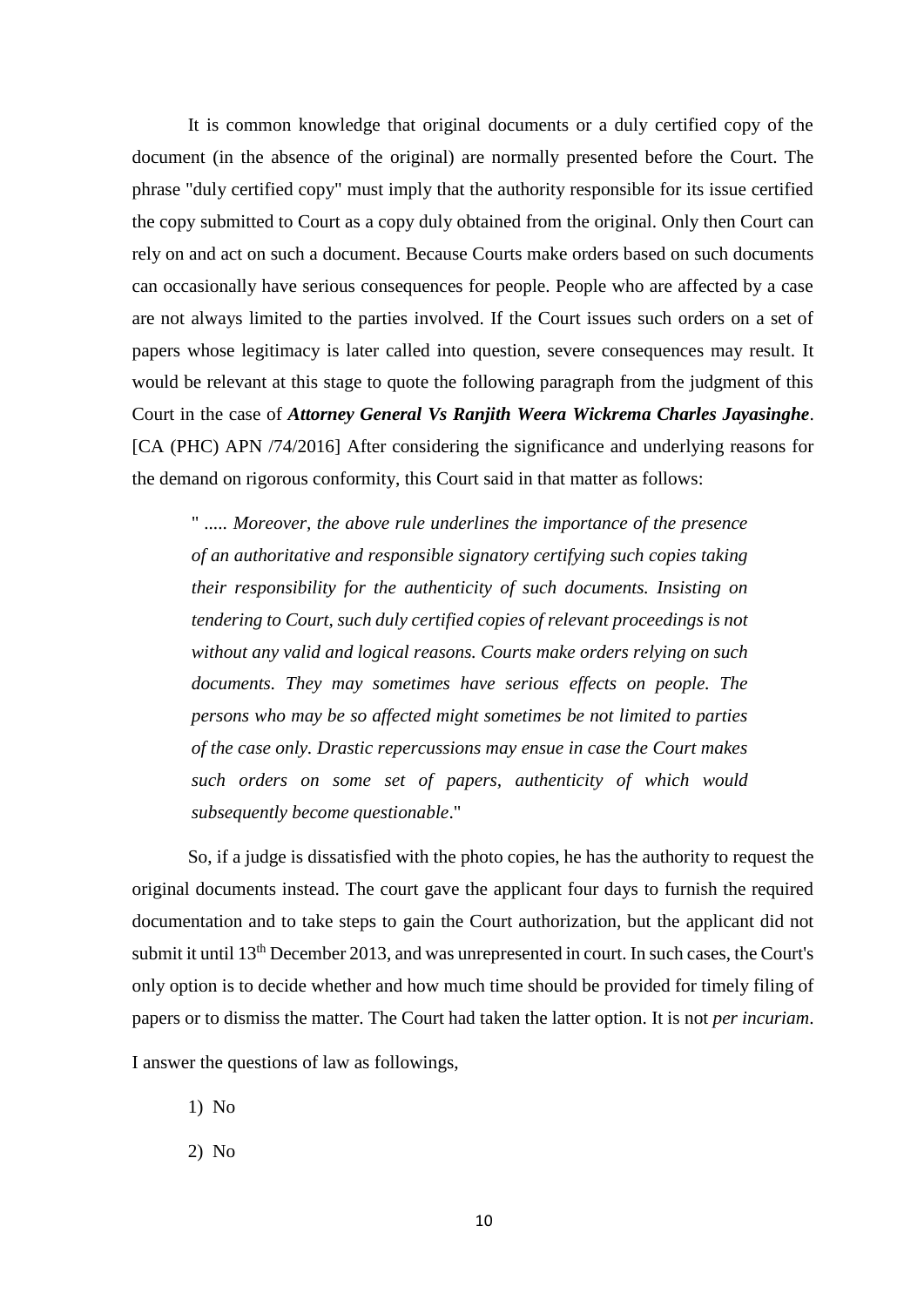It is common knowledge that original documents or a duly certified copy of the document (in the absence of the original) are normally presented before the Court. The phrase "duly certified copy" must imply that the authority responsible for its issue certified the copy submitted to Court as a copy duly obtained from the original. Only then Court can rely on and act on such a document. Because Courts make orders based on such documents can occasionally have serious consequences for people. People who are affected by a case are not always limited to the parties involved. If the Court issues such orders on a set of papers whose legitimacy is later called into question, severe consequences may result. It would be relevant at this stage to quote the following paragraph from the judgment of this Court in the case of ***Attorney General Vs Ranjith Weera Wickrema Charles Jayasinghe***. [CA (PHC) APN /74/2016] After considering the significance and underlying reasons for the demand on rigorous conformity, this Court said in that matter as follows:

> " ..... *Moreover, the above rule underlines the importance of the presence of an authoritative and responsible signatory certifying such copies taking their responsibility for the authenticity of such documents. Insisting on tendering to Court, such duly certified copies of relevant proceedings is not without any valid and logical reasons. Courts make orders relying on such documents. They may sometimes have serious effects on people. The persons who may be so affected might sometimes be not limited to parties of the case only. Drastic repercussions may ensue in case the Court makes such orders on some set of papers, authenticity of which would subsequently become questionable*."

So, if a judge is dissatisfied with the photo copies, he has the authority to request the original documents instead. The court gave the applicant four days to furnish the required documentation and to take steps to gain the Court authorization, but the applicant did not submit it until 13th December 2013, and was unrepresented in court. In such cases, the Court's only option is to decide whether and how much time should be provided for timely filing of papers or to dismiss the matter. The Court had taken the latter option. It is not *per incuriam*.

I answer the questions of law as followings,

1) No

2) No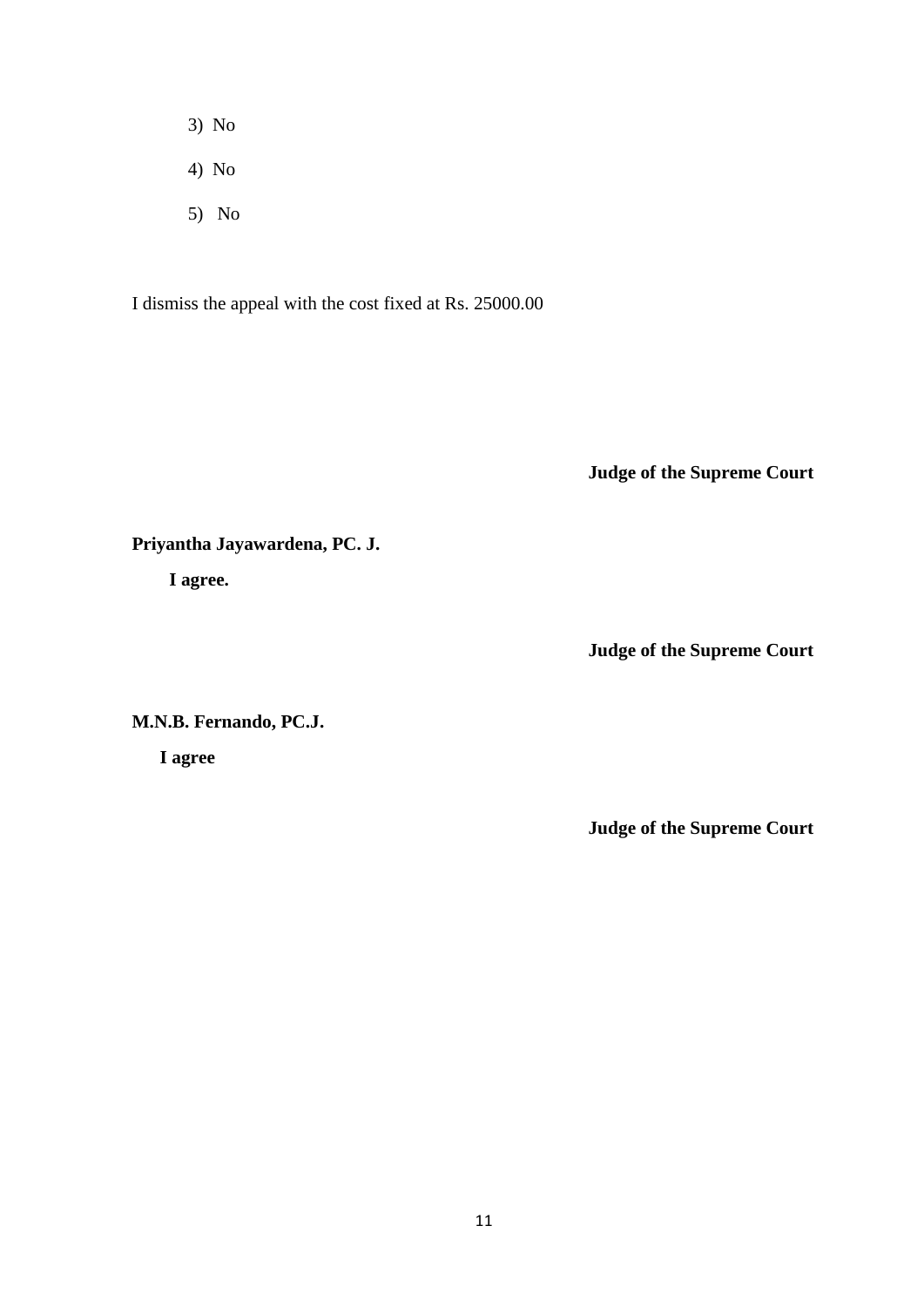3) No

4) No

5) No

I dismiss the appeal with the cost fixed at Rs. 25000.00

**Judge of the Supreme Court**

**Priyantha Jayawardena, PC. J.**

**I agree.**

**Judge of the Supreme Court**

**M.N.B. Fernando, PC.J.**

**I agree**

**Judge of the Supreme Court**